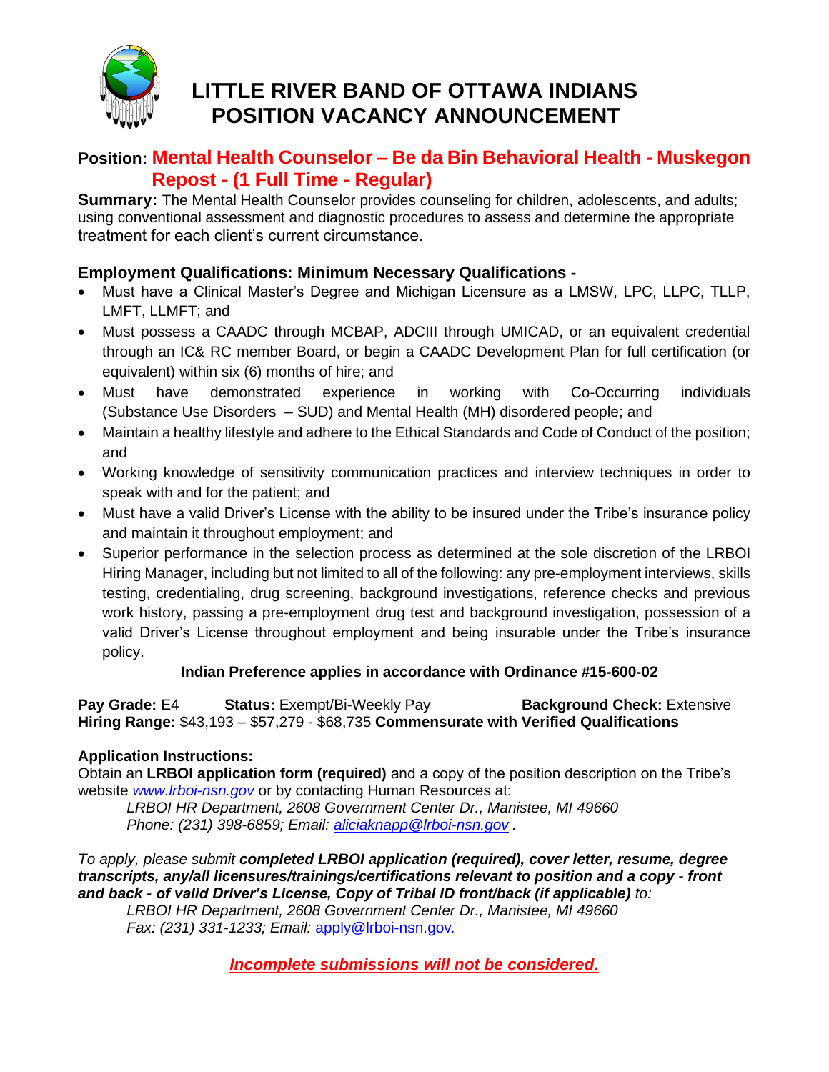# LITTLE RIVER BAND OF OTTAWA INDIANS
# POSITION VACANCY ANNOUNCEMENT

## Position: Mental Health Counselor – Be da Bin Behavioral Health - Muskegon Repost - (1 Full Time - Regular)

**Summary:** The Mental Health Counselor provides counseling for children, adolescents, and adults; using conventional assessment and diagnostic procedures to assess and determine the appropriate treatment for each client's current circumstance.

### Employment Qualifications: Minimum Necessary Qualifications -

- Must have a Clinical Master's Degree and Michigan Licensure as a LMSW, LPC, LLPC, TLLP, LMFT, LLMFT; and
- Must possess a CAADC through MCBAP, ADCIII through UMICAD, or an equivalent credential through an IC& RC member Board, or begin a CAADC Development Plan for full certification (or equivalent) within six (6) months of hire; and
- Must have demonstrated experience in working with Co-Occurring individuals (Substance Use Disorders – SUD) and Mental Health (MH) disordered people; and
- Maintain a healthy lifestyle and adhere to the Ethical Standards and Code of Conduct of the position; and
- Working knowledge of sensitivity communication practices and interview techniques in order to speak with and for the patient; and
- Must have a valid Driver's License with the ability to be insured under the Tribe's insurance policy and maintain it throughout employment; and
- Superior performance in the selection process as determined at the sole discretion of the LRBOI Hiring Manager, including but not limited to all of the following: any pre-employment interviews, skills testing, credentialing, drug screening, background investigations, reference checks and previous work history, passing a pre-employment drug test and background investigation, possession of a valid Driver's License throughout employment and being insurable under the Tribe's insurance policy.

**Indian Preference applies in accordance with Ordinance #15-600-02**

**Pay Grade:** E4 **Status:** Exempt/Bi-Weekly Pay **Background Check:** Extensive
**Hiring Range:** $43,193 – $57,279 - $68,735 **Commensurate with Verified Qualifications**

**Application Instructions:**
Obtain an **LRBOI application form (required)** and a copy of the position description on the Tribe's website *www.lrboi-nsn.gov* or by contacting Human Resources at:

*LRBOI HR Department, 2608 Government Center Dr., Manistee, MI 49660*
*Phone: (231) 398-6859; Email: aliciaknapp@lrboi-nsn.gov* **.**

*To apply, please submit **completed LRBOI application (required), cover letter, resume, degree transcripts, any/all licensures/trainings/certifications relevant to position and a copy - front and back - of valid Driver's License, Copy of Tribal ID front/back (if applicable)** to:*

*LRBOI HR Department, 2608 Government Center Dr., Manistee, MI 49660*
*Fax: (231) 331-1233; Email: apply@lrboi-nsn.gov.*

***Incomplete submissions will not be considered.***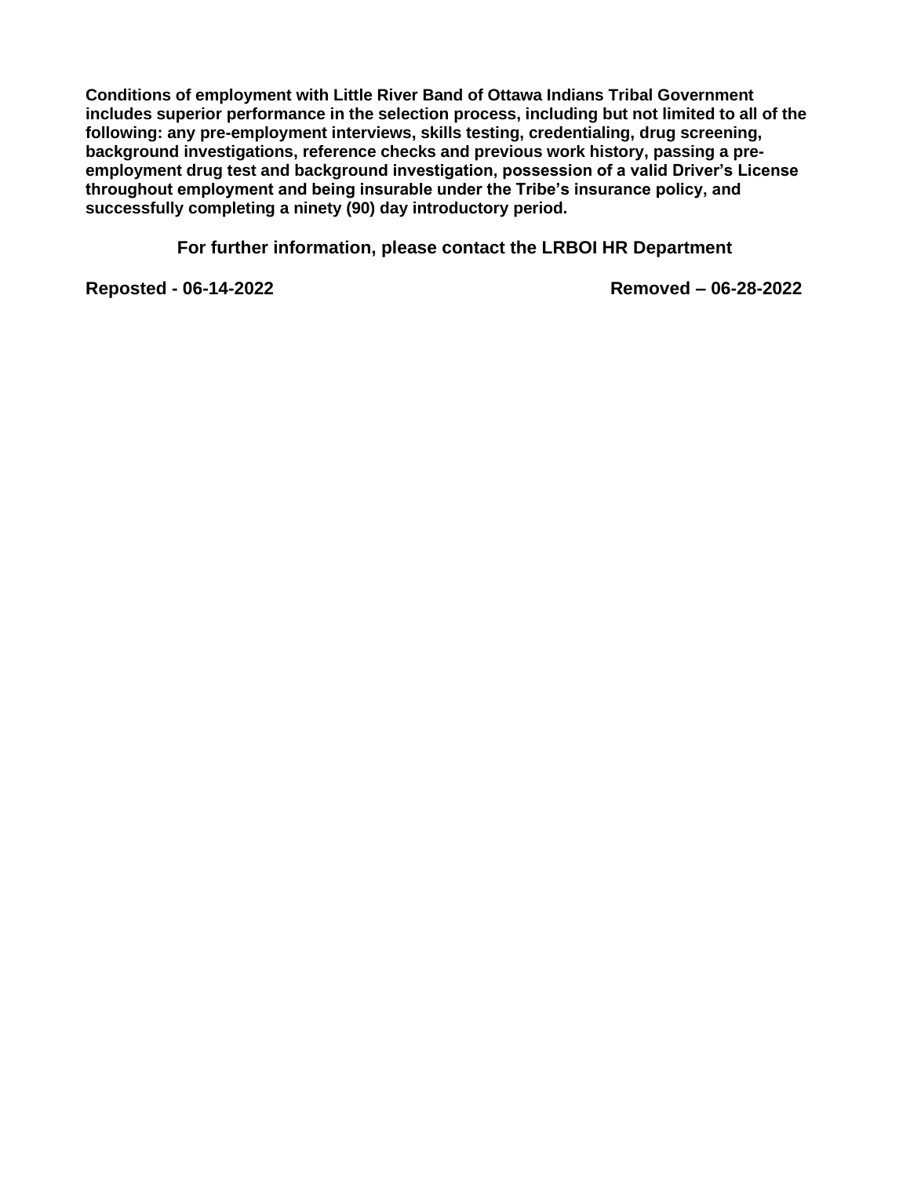**Conditions of employment with Little River Band of Ottawa Indians Tribal Government includes superior performance in the selection process, including but not limited to all of the following: any pre-employment interviews, skills testing, credentialing, drug screening, background investigations, reference checks and previous work history, passing a pre-employment drug test and background investigation, possession of a valid Driver's License throughout employment and being insurable under the Tribe's insurance policy, and successfully completing a ninety (90) day introductory period.**

**For further information, please contact the LRBOI HR Department**

**Reposted - 06-14-2022** **Removed – 06-28-2022**